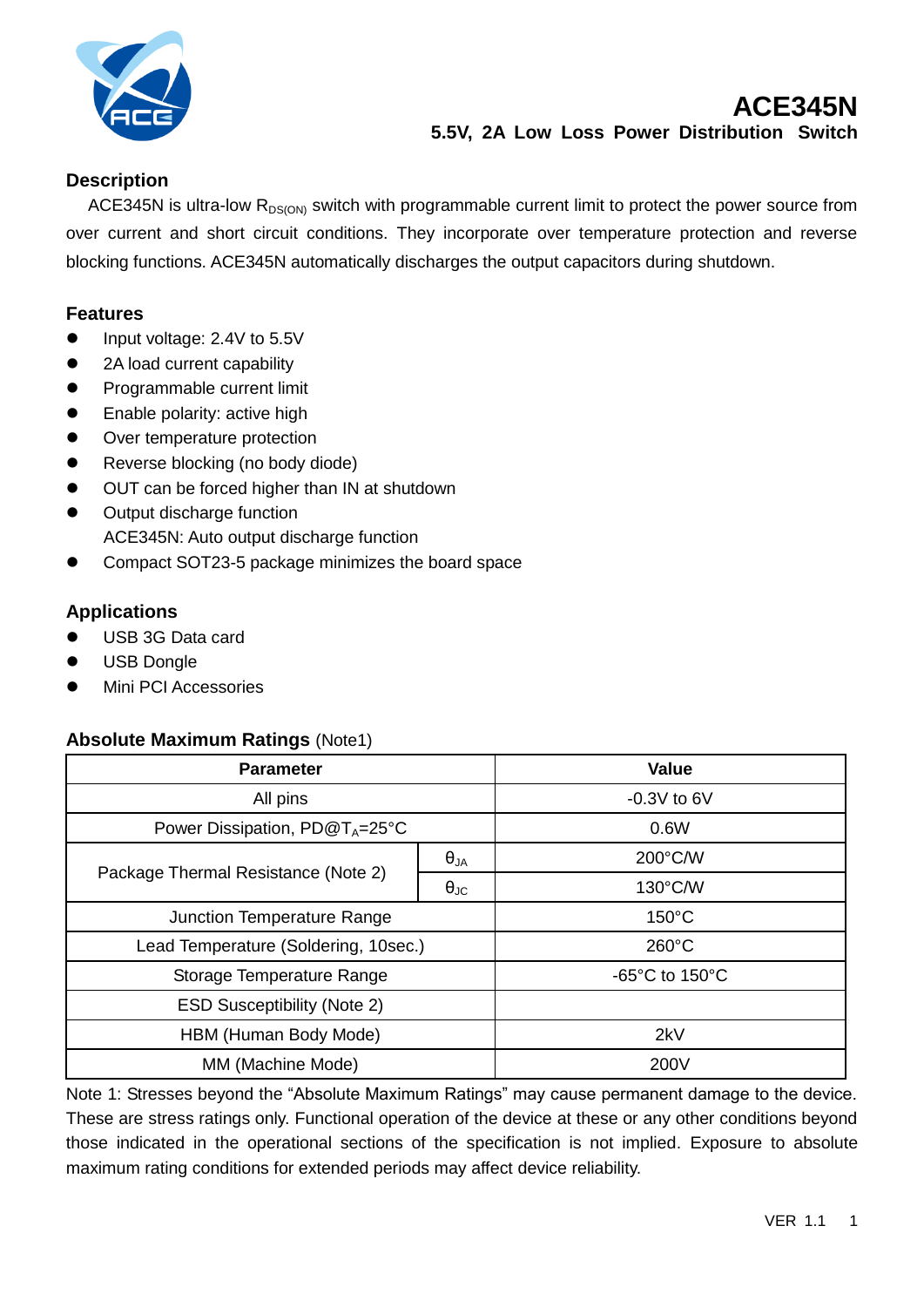# ACE345N

## 5.5V, 2A Low Loss Power Distribution Switch

### Description

ACE345N is ultra-low $R_{DS(ON)}$ switch with programmable current limit to protect the power source from over current and short circuit conditions. They incorporate over temperature protection and reverse blocking functions. ACE345N automatically discharges the output capacitors during shutdown.

### Features

- Input voltage: 2.4V to 5.5V
- 2A load current capability
- Programmable current limit
- Enable polarity: active high
- Over temperature protection
- Reverse blocking (no body diode)
- OUT can be forced higher than IN at shutdown
- Output discharge function
  ACE345N: Auto output discharge function
- Compact SOT23-5 package minimizes the board space

### Applications

- USB 3G Data card
- USB Dongle
- Mini PCI Accessories

### Absolute Maximum Ratings (Note1)

| Parameter | | Value |
|---|---|---|
| All pins | | -0.3V to 6V |
| Power Dissipation, PD@$T_A$=25°C | | 0.6W |
| Package Thermal Resistance (Note 2) | $\theta_{JA}$ | 200°C/W |
| | $\theta_{JC}$ | 130°C/W |
| Junction Temperature Range | | 150°C |
| Lead Temperature (Soldering, 10sec.) | | 260°C |
| Storage Temperature Range | | -65°C to 150°C |
| ESD Susceptibility (Note 2) | | |
| HBM (Human Body Mode) | | 2kV |
| MM (Machine Mode) | | 200V |

Note 1: Stresses beyond the "Absolute Maximum Ratings" may cause permanent damage to the device. These are stress ratings only. Functional operation of the device at these or any other conditions beyond those indicated in the operational sections of the specification is not implied. Exposure to absolute maximum rating conditions for extended periods may affect device reliability.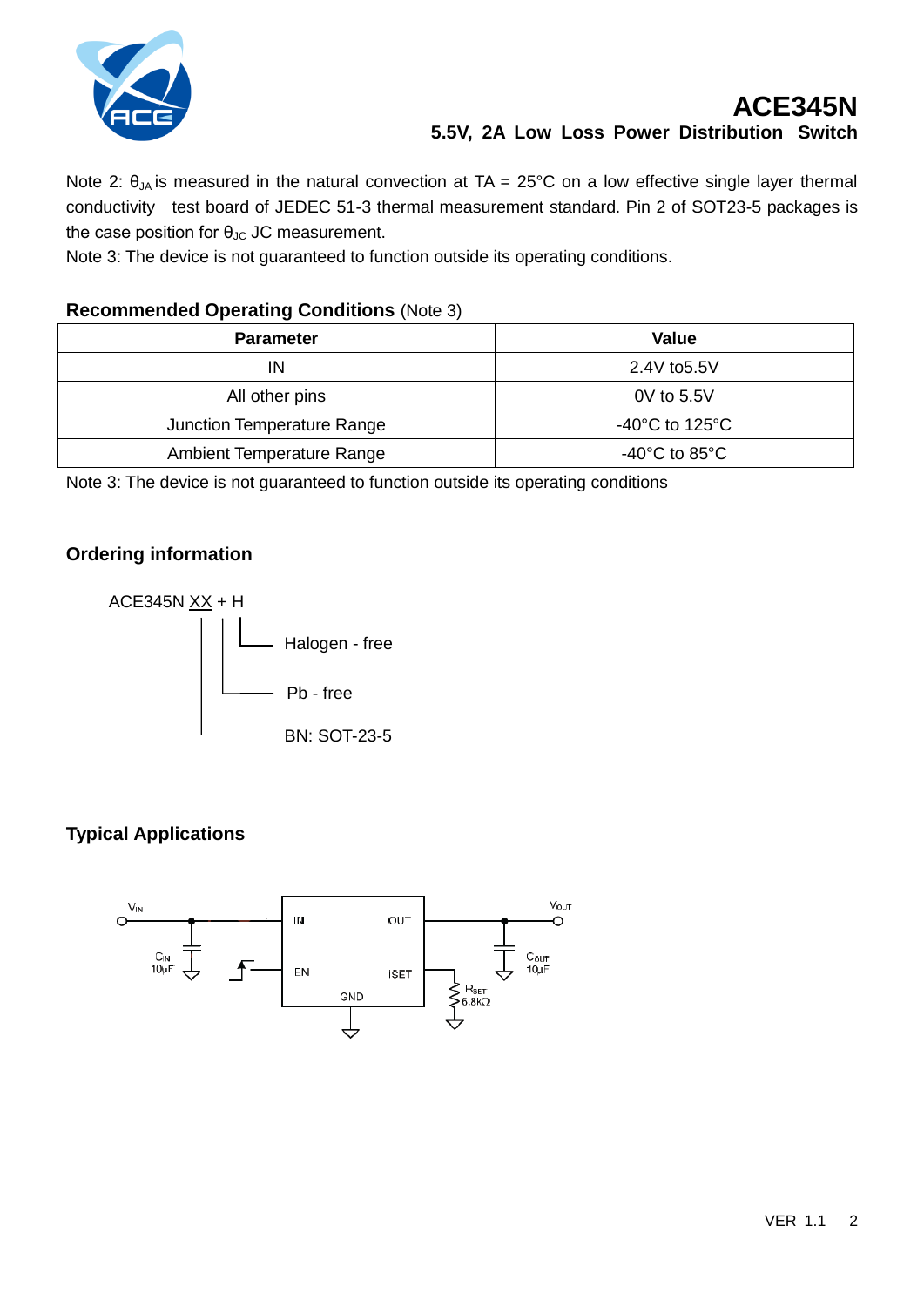Note 2: $\theta_{JA}$ is measured in the natural convection at TA = 25°C on a low effective single layer thermal conductivity test board of JEDEC 51-3 thermal measurement standard. Pin 2 of SOT23-5 packages is the case position for $\theta_{JC}$ JC measurement.

Note 3: The device is not guaranteed to function outside its operating conditions.

### Recommended Operating Conditions (Note 3)

| Parameter | Value |
|---|---|
| IN | 2.4V to5.5V |
| All other pins | 0V to 5.5V |
| Junction Temperature Range | -40°C to 125°C |
| Ambient Temperature Range | -40°C to 85°C |

Note 3: The device is not guaranteed to function outside its operating conditions

### Ordering information

ACE345N XX + H

- H: Halogen - free
- +: Pb - free
- XX: BN: SOT-23-5

### Typical Applications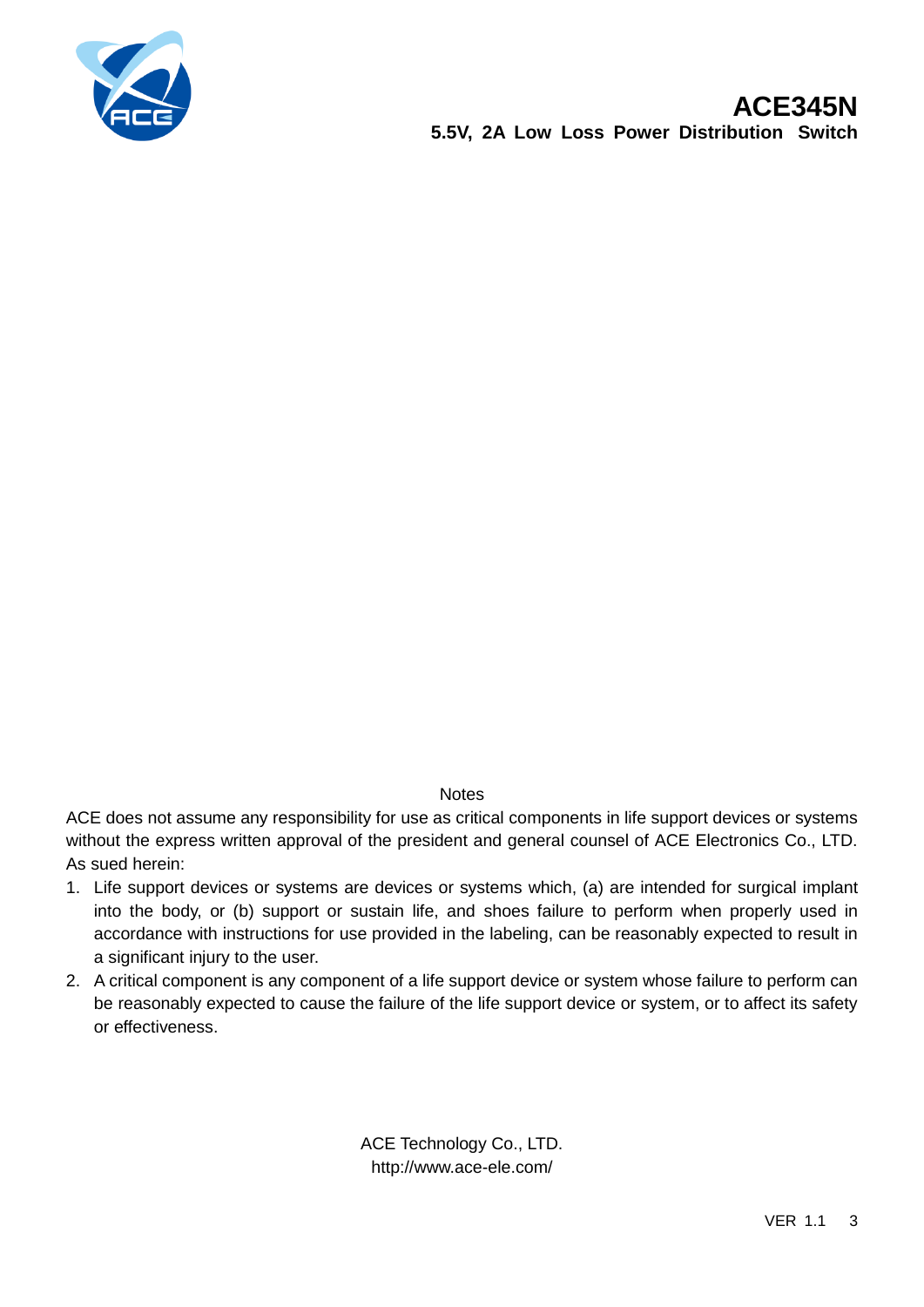Notes

ACE does not assume any responsibility for use as critical components in life support devices or systems without the express written approval of the president and general counsel of ACE Electronics Co., LTD. As sued herein:

1. Life support devices or systems are devices or systems which, (a) are intended for surgical implant into the body, or (b) support or sustain life, and shoes failure to perform when properly used in accordance with instructions for use provided in the labeling, can be reasonably expected to result in a significant injury to the user.
2. A critical component is any component of a life support device or system whose failure to perform can be reasonably expected to cause the failure of the life support device or system, or to affect its safety or effectiveness.

ACE Technology Co., LTD.
http://www.ace-ele.com/